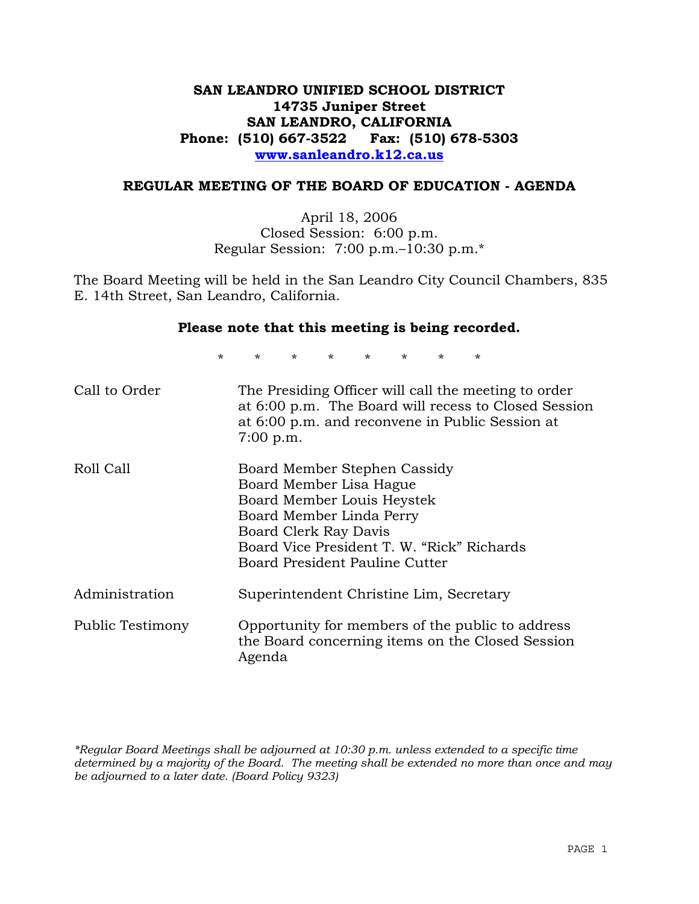# SAN LEANDRO UNIFIED SCHOOL DISTRICT
**14735 Juniper Street**
**SAN LEANDRO, CALIFORNIA**
**Phone: (510) 667-3522 Fax: (510) 678-5303**
**www.sanleandro.k12.ca.us**

## REGULAR MEETING OF THE BOARD OF EDUCATION - AGENDA

April 18, 2006
Closed Session: 6:00 p.m.
Regular Session: 7:00 p.m.–10:30 p.m.*

The Board Meeting will be held in the San Leandro City Council Chambers, 835 E. 14th Street, San Leandro, California.

**Please note that this meeting is being recorded.**

\* \* \* \* \* \* \* \*

| | |
|---|---|
| Call to Order | The Presiding Officer will call the meeting to order at 6:00 p.m. The Board will recess to Closed Session at 6:00 p.m. and reconvene in Public Session at 7:00 p.m. |
| Roll Call | Board Member Stephen Cassidy<br>Board Member Lisa Hague<br>Board Member Louis Heystek<br>Board Member Linda Perry<br>Board Clerk Ray Davis<br>Board Vice President T. W. "Rick" Richards<br>Board President Pauline Cutter |
| Administration | Superintendent Christine Lim, Secretary |
| Public Testimony | Opportunity for members of the public to address the Board concerning items on the Closed Session Agenda |

*\*Regular Board Meetings shall be adjourned at 10:30 p.m. unless extended to a specific time determined by a majority of the Board. The meeting shall be extended no more than once and may be adjourned to a later date. (Board Policy 9323)*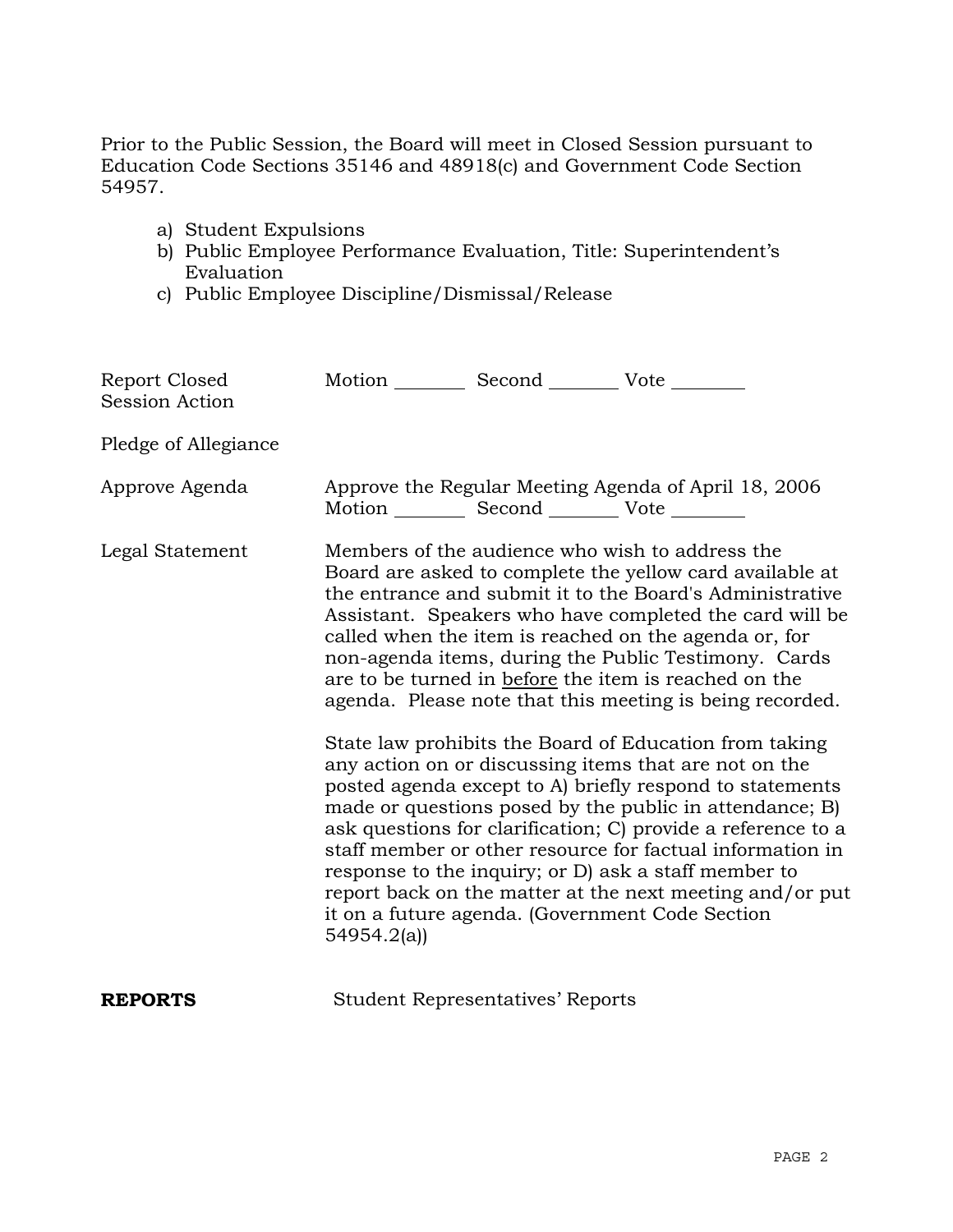Prior to the Public Session, the Board will meet in Closed Session pursuant to Education Code Sections 35146 and 48918(c) and Government Code Section 54957.

a) Student Expulsions
b) Public Employee Performance Evaluation, Title: Superintendent's Evaluation
c) Public Employee Discipline/Dismissal/Release

Report Closed Session Action — Motion ________ Second ________ Vote ________

Pledge of Allegiance

Approve Agenda — Approve the Regular Meeting Agenda of April 18, 2006
Motion ________ Second ________ Vote ________

Legal Statement — Members of the audience who wish to address the Board are asked to complete the yellow card available at the entrance and submit it to the Board's Administrative Assistant. Speakers who have completed the card will be called when the item is reached on the agenda or, for non-agenda items, during the Public Testimony. Cards are to be turned in <u>before</u> the item is reached on the agenda. Please note that this meeting is being recorded.

State law prohibits the Board of Education from taking any action on or discussing items that are not on the posted agenda except to A) briefly respond to statements made or questions posed by the public in attendance; B) ask questions for clarification; C) provide a reference to a staff member or other resource for factual information in response to the inquiry; or D) ask a staff member to report back on the matter at the next meeting and/or put it on a future agenda. (Government Code Section 54954.2(a))

**REPORTS** — Student Representatives' Reports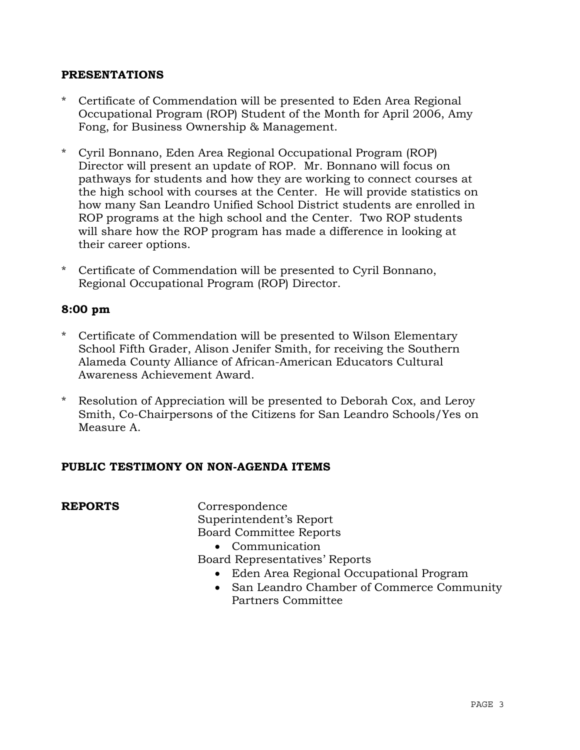## PRESENTATIONS

* Certificate of Commendation will be presented to Eden Area Regional Occupational Program (ROP) Student of the Month for April 2006, Amy Fong, for Business Ownership & Management.

* Cyril Bonnano, Eden Area Regional Occupational Program (ROP) Director will present an update of ROP. Mr. Bonnano will focus on pathways for students and how they are working to connect courses at the high school with courses at the Center. He will provide statistics on how many San Leandro Unified School District students are enrolled in ROP programs at the high school and the Center. Two ROP students will share how the ROP program has made a difference in looking at their career options.

* Certificate of Commendation will be presented to Cyril Bonnano, Regional Occupational Program (ROP) Director.

### 8:00 pm

* Certificate of Commendation will be presented to Wilson Elementary School Fifth Grader, Alison Jenifer Smith, for receiving the Southern Alameda County Alliance of African-American Educators Cultural Awareness Achievement Award.

* Resolution of Appreciation will be presented to Deborah Cox, and Leroy Smith, Co-Chairpersons of the Citizens for San Leandro Schools/Yes on Measure A.

## PUBLIC TESTIMONY ON NON-AGENDA ITEMS

## REPORTS

Correspondence
Superintendent's Report
Board Committee Reports

- Communication

Board Representatives' Reports

- Eden Area Regional Occupational Program
- San Leandro Chamber of Commerce Community Partners Committee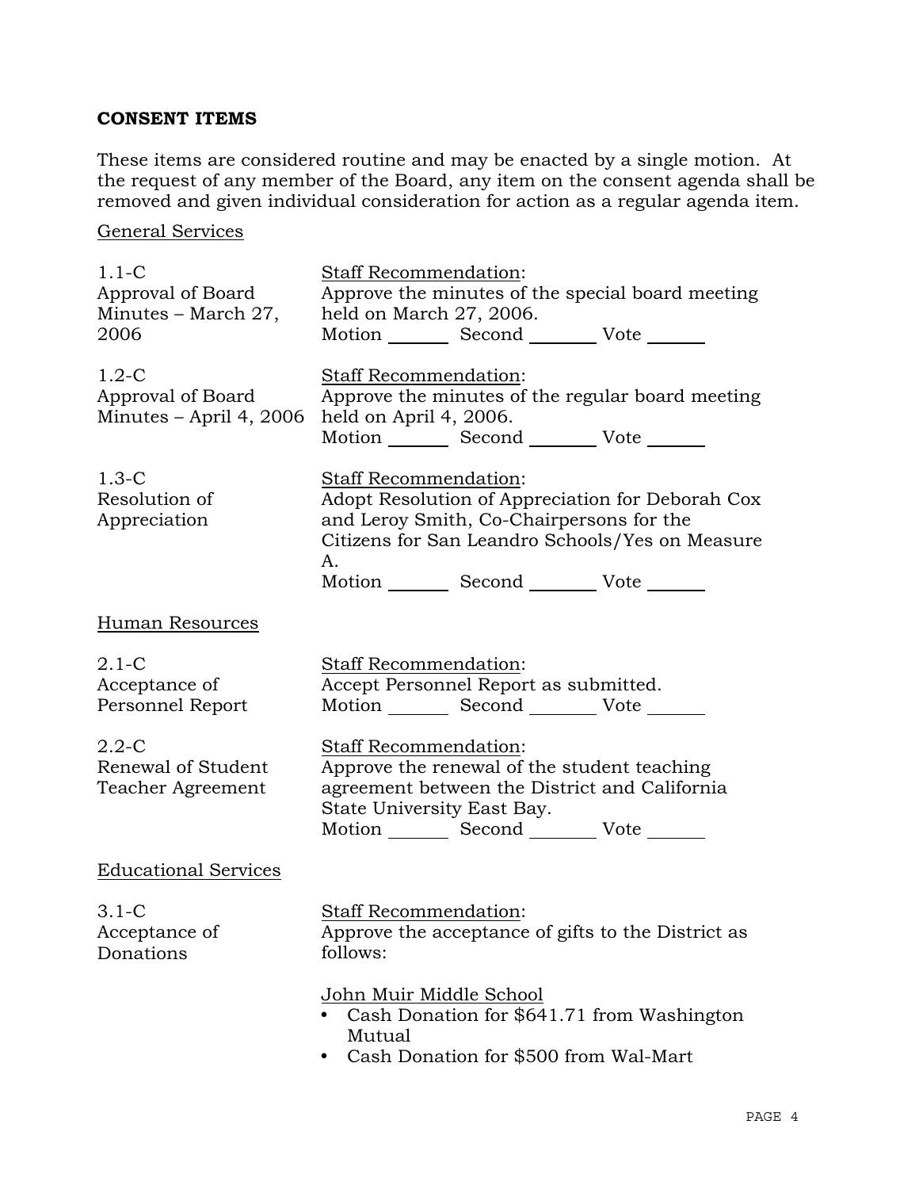## CONSENT ITEMS

These items are considered routine and may be enacted by a single motion. At the request of any member of the Board, any item on the consent agenda shall be removed and given individual consideration for action as a regular agenda item.

General Services

1.1-C
Approval of Board Minutes – March 27, 2006

Staff Recommendation:
Approve the minutes of the special board meeting held on March 27, 2006.
Motion _______ Second _______ Vote _______

1.2-C
Approval of Board Minutes – April 4, 2006

Staff Recommendation:
Approve the minutes of the regular board meeting held on April 4, 2006.
Motion _______ Second _______ Vote _______

1.3-C
Resolution of Appreciation

Staff Recommendation:
Adopt Resolution of Appreciation for Deborah Cox and Leroy Smith, Co-Chairpersons for the Citizens for San Leandro Schools/Yes on Measure A.
Motion _______ Second _______ Vote _______

Human Resources

2.1-C
Acceptance of Personnel Report

Staff Recommendation:
Accept Personnel Report as submitted.
Motion _______ Second _______ Vote _______

2.2-C
Renewal of Student Teacher Agreement

Staff Recommendation:
Approve the renewal of the student teaching agreement between the District and California State University East Bay.
Motion _______ Second _______ Vote _______

Educational Services

3.1-C
Acceptance of Donations

Staff Recommendation:
Approve the acceptance of gifts to the District as follows:

John Muir Middle School
- Cash Donation for $641.71 from Washington Mutual
- Cash Donation for $500 from Wal-Mart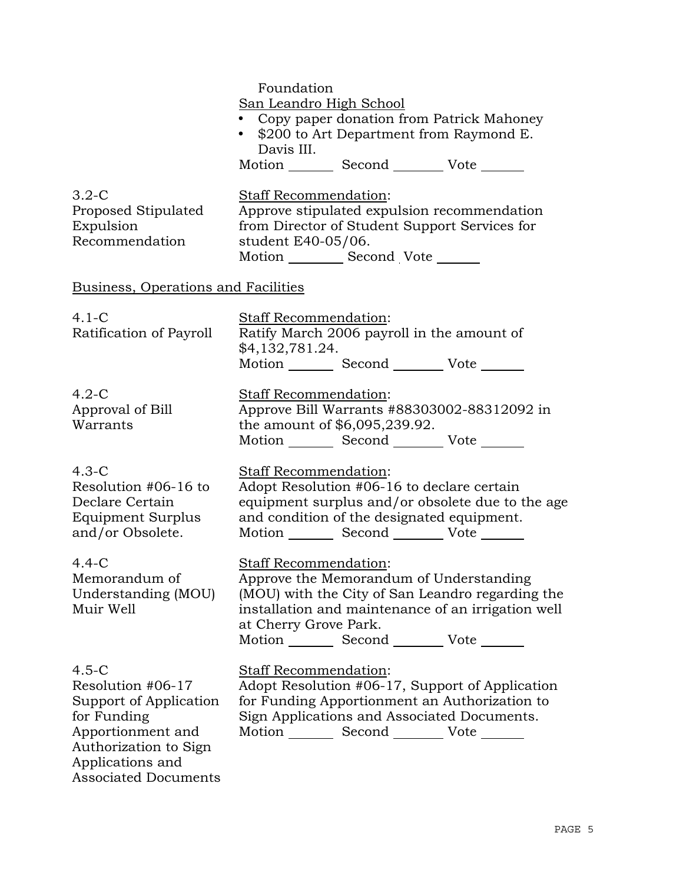Foundation

San Leandro High School

- Copy paper donation from Patrick Mahoney
- $200 to Art Department from Raymond E. Davis III.

Motion _______ Second _______ Vote _______

3.2-C
Proposed Stipulated Expulsion Recommendation

Staff Recommendation:
Approve stipulated expulsion recommendation from Director of Student Support Services for student E40-05/06.
Motion _______ Second Vote _______

## Business, Operations and Facilities

4.1-C
Ratification of Payroll

Staff Recommendation:
Ratify March 2006 payroll in the amount of $4,132,781.24.
Motion _______ Second _______ Vote _______

4.2-C
Approval of Bill Warrants

Staff Recommendation:
Approve Bill Warrants #88303002-88312092 in the amount of $6,095,239.92.
Motion _______ Second _______ Vote _______

4.3-C
Resolution #06-16 to Declare Certain Equipment Surplus and/or Obsolete.

Staff Recommendation:
Adopt Resolution #06-16 to declare certain equipment surplus and/or obsolete due to the age and condition of the designated equipment.
Motion _______ Second _______ Vote _______

4.4-C
Memorandum of Understanding (MOU) Muir Well

Staff Recommendation:
Approve the Memorandum of Understanding (MOU) with the City of San Leandro regarding the installation and maintenance of an irrigation well at Cherry Grove Park.
Motion _______ Second _______ Vote _______

4.5-C
Resolution #06-17 Support of Application for Funding Apportionment and Authorization to Sign Applications and Associated Documents

Staff Recommendation:
Adopt Resolution #06-17, Support of Application for Funding Apportionment an Authorization to Sign Applications and Associated Documents.
Motion _______ Second _______ Vote _______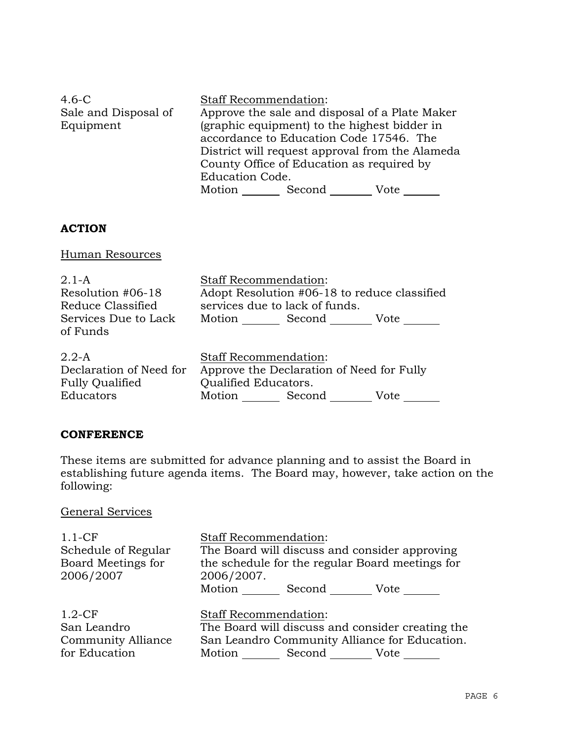4.6-C
Sale and Disposal of Equipment

Staff Recommendation:
Approve the sale and disposal of a Plate Maker (graphic equipment) to the highest bidder in accordance to Education Code 17546. The District will request approval from the Alameda County Office of Education as required by Education Code.
Motion _______ Second _______ Vote _______

## ACTION

Human Resources

2.1-A
Resolution #06-18 Reduce Classified Services Due to Lack of Funds

Staff Recommendation:
Adopt Resolution #06-18 to reduce classified services due to lack of funds.
Motion _______ Second _______ Vote _______

2.2-A
Declaration of Need for Fully Qualified Educators

Staff Recommendation:
Approve the Declaration of Need for Fully Qualified Educators.
Motion _______ Second _______ Vote _______

## CONFERENCE

These items are submitted for advance planning and to assist the Board in establishing future agenda items. The Board may, however, take action on the following:

General Services

1.1-CF
Schedule of Regular Board Meetings for 2006/2007

Staff Recommendation:
The Board will discuss and consider approving the schedule for the regular Board meetings for 2006/2007.
Motion _______ Second _______ Vote _______

1.2-CF
San Leandro Community Alliance for Education

Staff Recommendation:
The Board will discuss and consider creating the San Leandro Community Alliance for Education.
Motion _______ Second _______ Vote _______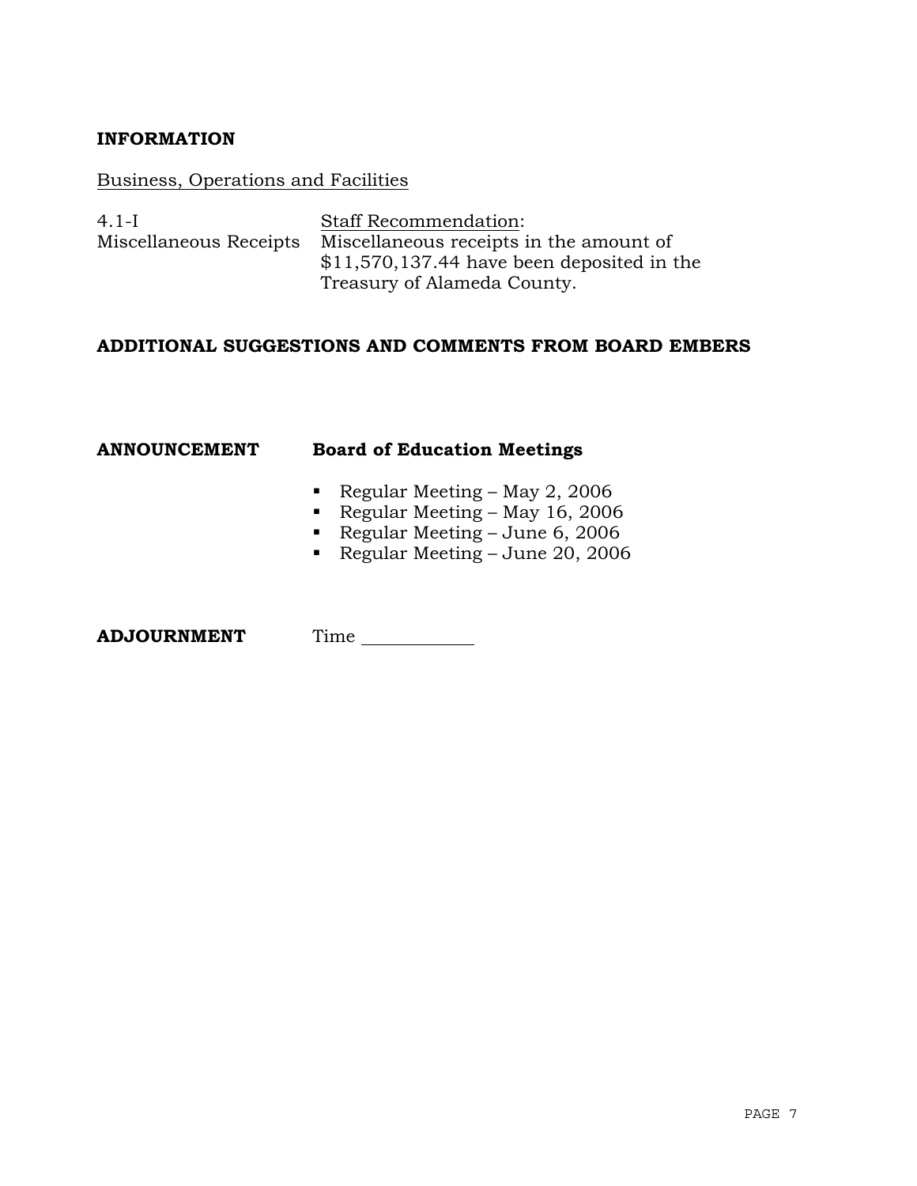**INFORMATION**

Business, Operations and Facilities

| | |
|---|---|
| 4.1-I<br>Miscellaneous Receipts | Staff Recommendation:<br>Miscellaneous receipts in the amount of $11,570,137.44 have been deposited in the Treasury of Alameda County. |

**ADDITIONAL SUGGESTIONS AND COMMENTS FROM BOARD EMBERS**

**ANNOUNCEMENT** **Board of Education Meetings**

- Regular Meeting – May 2, 2006
- Regular Meeting – May 16, 2006
- Regular Meeting – June 6, 2006
- Regular Meeting – June 20, 2006

**ADJOURNMENT** Time ____________